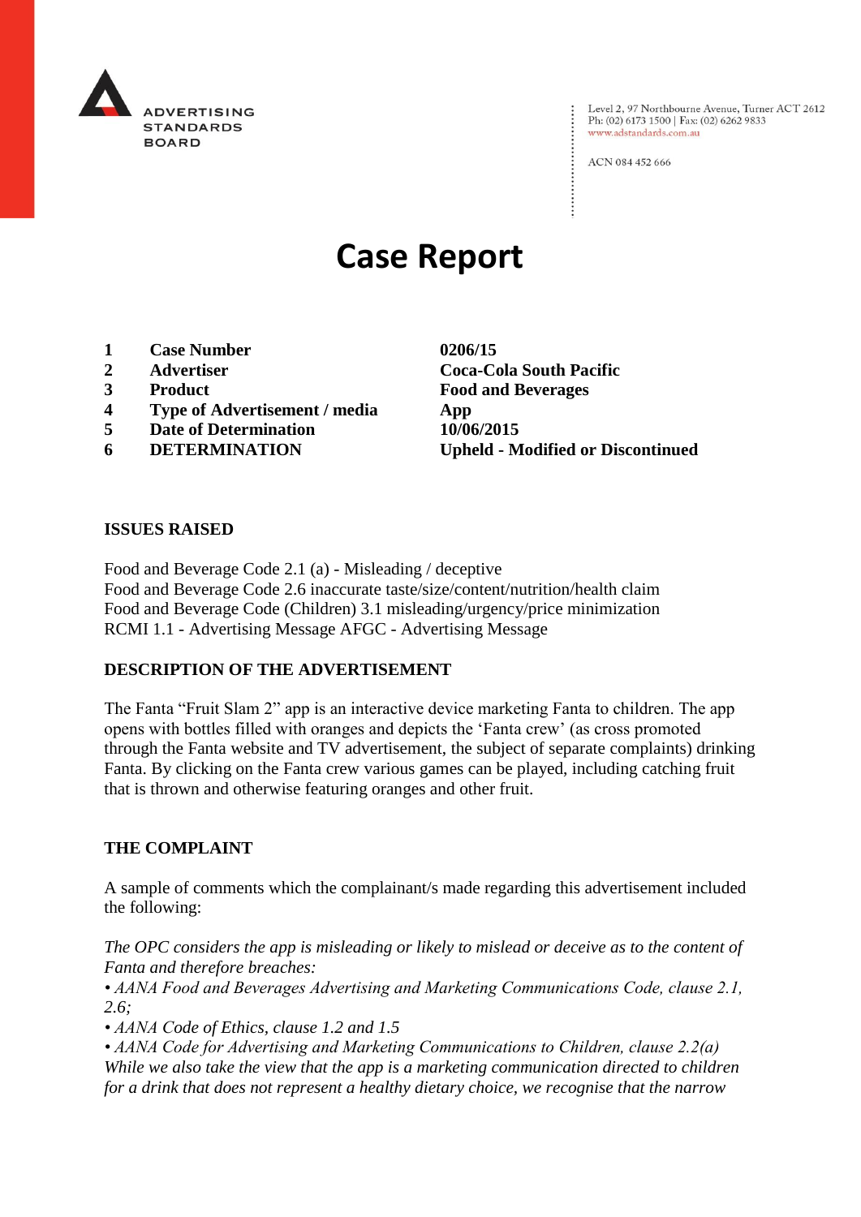ADVERTISING STANDARDS BOARD

Level 2, 97 Northbourne Avenue, Turner ACT 2612
Ph: (02) 6173 1500 | Fax: (02) 6262 9833
www.adstandards.com.au

ACN 084 452 666

# Case Report

| | | |
|---|---|---|
| **1** | **Case Number** | **0206/15** |
| **2** | **Advertiser** | **Coca-Cola South Pacific** |
| **3** | **Product** | **Food and Beverages** |
| **4** | **Type of Advertisement / media** | **App** |
| **5** | **Date of Determination** | **10/06/2015** |
| **6** | **DETERMINATION** | **Upheld - Modified or Discontinued** |

## ISSUES RAISED

Food and Beverage Code 2.1 (a) - Misleading / deceptive
Food and Beverage Code 2.6 inaccurate taste/size/content/nutrition/health claim
Food and Beverage Code (Children) 3.1 misleading/urgency/price minimization
RCMI 1.1 - Advertising Message AFGC - Advertising Message

## DESCRIPTION OF THE ADVERTISEMENT

The Fanta "Fruit Slam 2" app is an interactive device marketing Fanta to children. The app opens with bottles filled with oranges and depicts the 'Fanta crew' (as cross promoted through the Fanta website and TV advertisement, the subject of separate complaints) drinking Fanta. By clicking on the Fanta crew various games can be played, including catching fruit that is thrown and otherwise featuring oranges and other fruit.

## THE COMPLAINT

A sample of comments which the complainant/s made regarding this advertisement included the following:

*The OPC considers the app is misleading or likely to mislead or deceive as to the content of Fanta and therefore breaches:*
*• AANA Food and Beverages Advertising and Marketing Communications Code, clause 2.1, 2.6;*
*• AANA Code of Ethics, clause 1.2 and 1.5*
*• AANA Code for Advertising and Marketing Communications to Children, clause 2.2(a)*
*While we also take the view that the app is a marketing communication directed to children for a drink that does not represent a healthy dietary choice, we recognise that the narrow*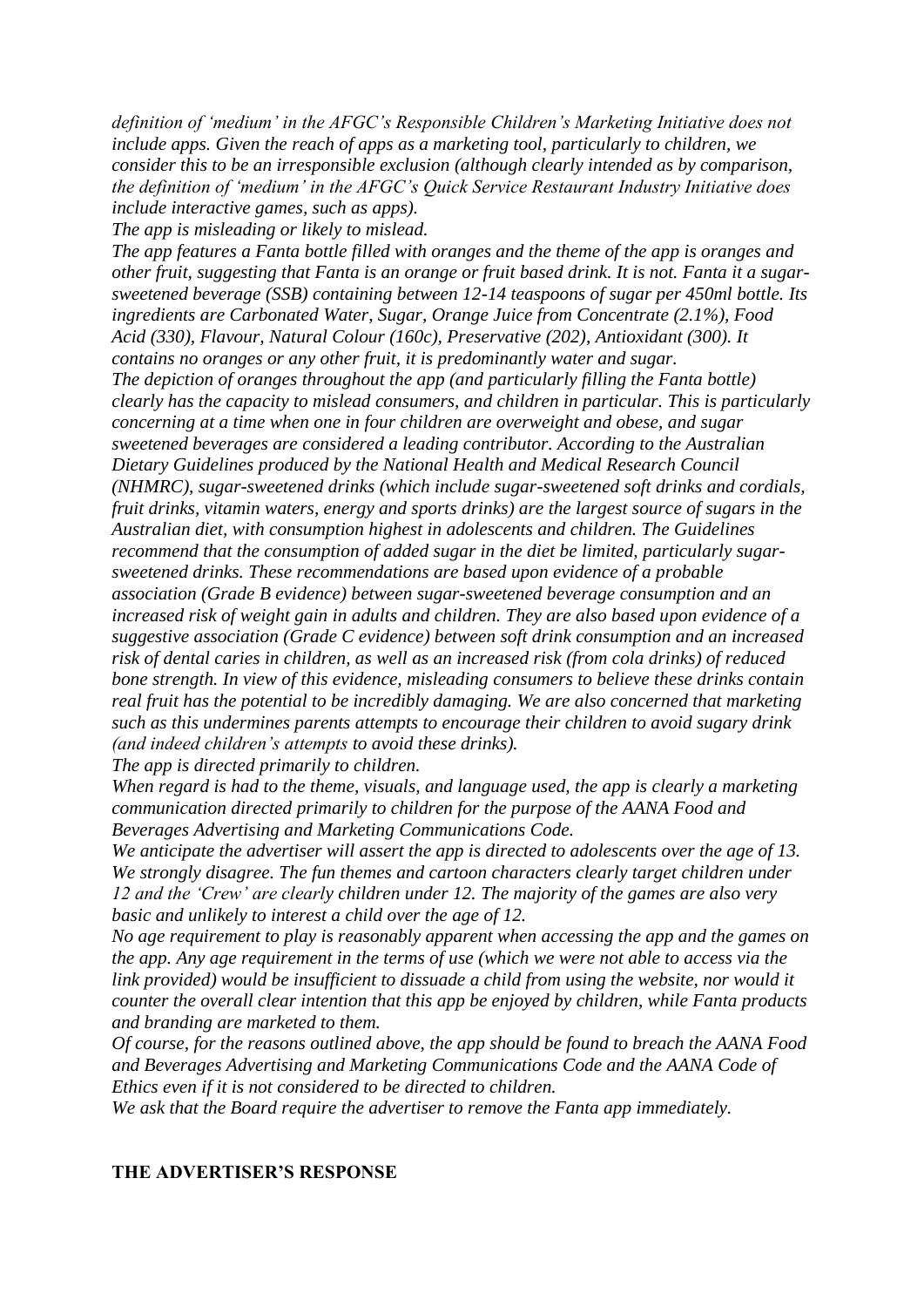*definition of 'medium' in the AFGC's Responsible Children's Marketing Initiative does not include apps. Given the reach of apps as a marketing tool, particularly to children, we consider this to be an irresponsible exclusion (although clearly intended as by comparison, the definition of 'medium' in the AFGC's Quick Service Restaurant Industry Initiative does include interactive games, such as apps).*

*The app is misleading or likely to mislead.*

*The app features a Fanta bottle filled with oranges and the theme of the app is oranges and other fruit, suggesting that Fanta is an orange or fruit based drink. It is not. Fanta it a sugar-sweetened beverage (SSB) containing between 12-14 teaspoons of sugar per 450ml bottle. Its ingredients are Carbonated Water, Sugar, Orange Juice from Concentrate (2.1%), Food Acid (330), Flavour, Natural Colour (160c), Preservative (202), Antioxidant (300). It contains no oranges or any other fruit, it is predominantly water and sugar.*

*The depiction of oranges throughout the app (and particularly filling the Fanta bottle) clearly has the capacity to mislead consumers, and children in particular. This is particularly concerning at a time when one in four children are overweight and obese, and sugar sweetened beverages are considered a leading contributor. According to the Australian Dietary Guidelines produced by the National Health and Medical Research Council (NHMRC), sugar-sweetened drinks (which include sugar-sweetened soft drinks and cordials, fruit drinks, vitamin waters, energy and sports drinks) are the largest source of sugars in the Australian diet, with consumption highest in adolescents and children. The Guidelines recommend that the consumption of added sugar in the diet be limited, particularly sugar-sweetened drinks. These recommendations are based upon evidence of a probable association (Grade B evidence) between sugar-sweetened beverage consumption and an increased risk of weight gain in adults and children. They are also based upon evidence of a suggestive association (Grade C evidence) between soft drink consumption and an increased risk of dental caries in children, as well as an increased risk (from cola drinks) of reduced bone strength. In view of this evidence, misleading consumers to believe these drinks contain real fruit has the potential to be incredibly damaging. We are also concerned that marketing such as this undermines parents attempts to encourage their children to avoid sugary drink (and indeed children's attempts to avoid these drinks).*

*The app is directed primarily to children.*

*When regard is had to the theme, visuals, and language used, the app is clearly a marketing communication directed primarily to children for the purpose of the AANA Food and Beverages Advertising and Marketing Communications Code.*

*We anticipate the advertiser will assert the app is directed to adolescents over the age of 13. We strongly disagree. The fun themes and cartoon characters clearly target children under 12 and the 'Crew' are clearly children under 12. The majority of the games are also very basic and unlikely to interest a child over the age of 12.*

*No age requirement to play is reasonably apparent when accessing the app and the games on the app. Any age requirement in the terms of use (which we were not able to access via the link provided) would be insufficient to dissuade a child from using the website, nor would it counter the overall clear intention that this app be enjoyed by children, while Fanta products and branding are marketed to them.*

*Of course, for the reasons outlined above, the app should be found to breach the AANA Food and Beverages Advertising and Marketing Communications Code and the AANA Code of Ethics even if it is not considered to be directed to children.*

*We ask that the Board require the advertiser to remove the Fanta app immediately.*

**THE ADVERTISER'S RESPONSE**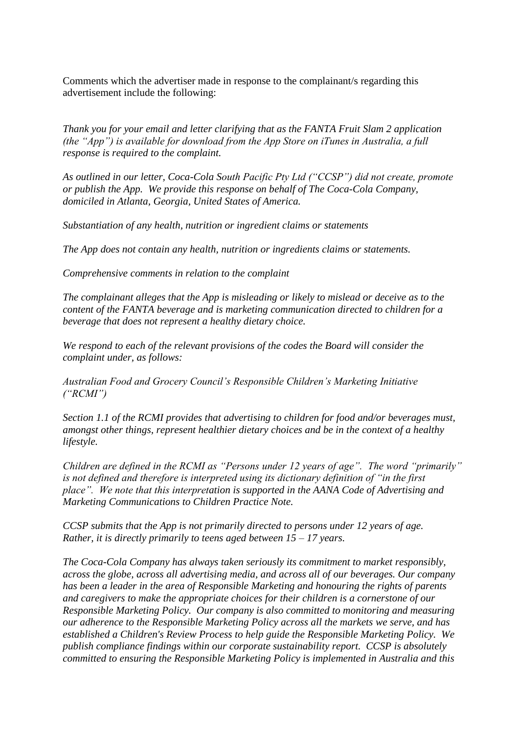Comments which the advertiser made in response to the complainant/s regarding this advertisement include the following:

*Thank you for your email and letter clarifying that as the FANTA Fruit Slam 2 application (the "App") is available for download from the App Store on iTunes in Australia, a full response is required to the complaint.*

*As outlined in our letter, Coca-Cola South Pacific Pty Ltd ("CCSP") did not create, promote or publish the App. We provide this response on behalf of The Coca-Cola Company, domiciled in Atlanta, Georgia, United States of America.*

*Substantiation of any health, nutrition or ingredient claims or statements*

*The App does not contain any health, nutrition or ingredients claims or statements.*

*Comprehensive comments in relation to the complaint*

*The complainant alleges that the App is misleading or likely to mislead or deceive as to the content of the FANTA beverage and is marketing communication directed to children for a beverage that does not represent a healthy dietary choice.*

*We respond to each of the relevant provisions of the codes the Board will consider the complaint under, as follows:*

*Australian Food and Grocery Council's Responsible Children's Marketing Initiative ("RCMI")*

*Section 1.1 of the RCMI provides that advertising to children for food and/or beverages must, amongst other things, represent healthier dietary choices and be in the context of a healthy lifestyle.*

*Children are defined in the RCMI as "Persons under 12 years of age". The word "primarily" is not defined and therefore is interpreted using its dictionary definition of "in the first place". We note that this interpretation is supported in the AANA Code of Advertising and Marketing Communications to Children Practice Note.*

*CCSP submits that the App is not primarily directed to persons under 12 years of age. Rather, it is directly primarily to teens aged between 15 – 17 years.*

*The Coca-Cola Company has always taken seriously its commitment to market responsibly, across the globe, across all advertising media, and across all of our beverages. Our company has been a leader in the area of Responsible Marketing and honouring the rights of parents and caregivers to make the appropriate choices for their children is a cornerstone of our Responsible Marketing Policy. Our company is also committed to monitoring and measuring our adherence to the Responsible Marketing Policy across all the markets we serve, and has established a Children's Review Process to help guide the Responsible Marketing Policy. We publish compliance findings within our corporate sustainability report. CCSP is absolutely committed to ensuring the Responsible Marketing Policy is implemented in Australia and this*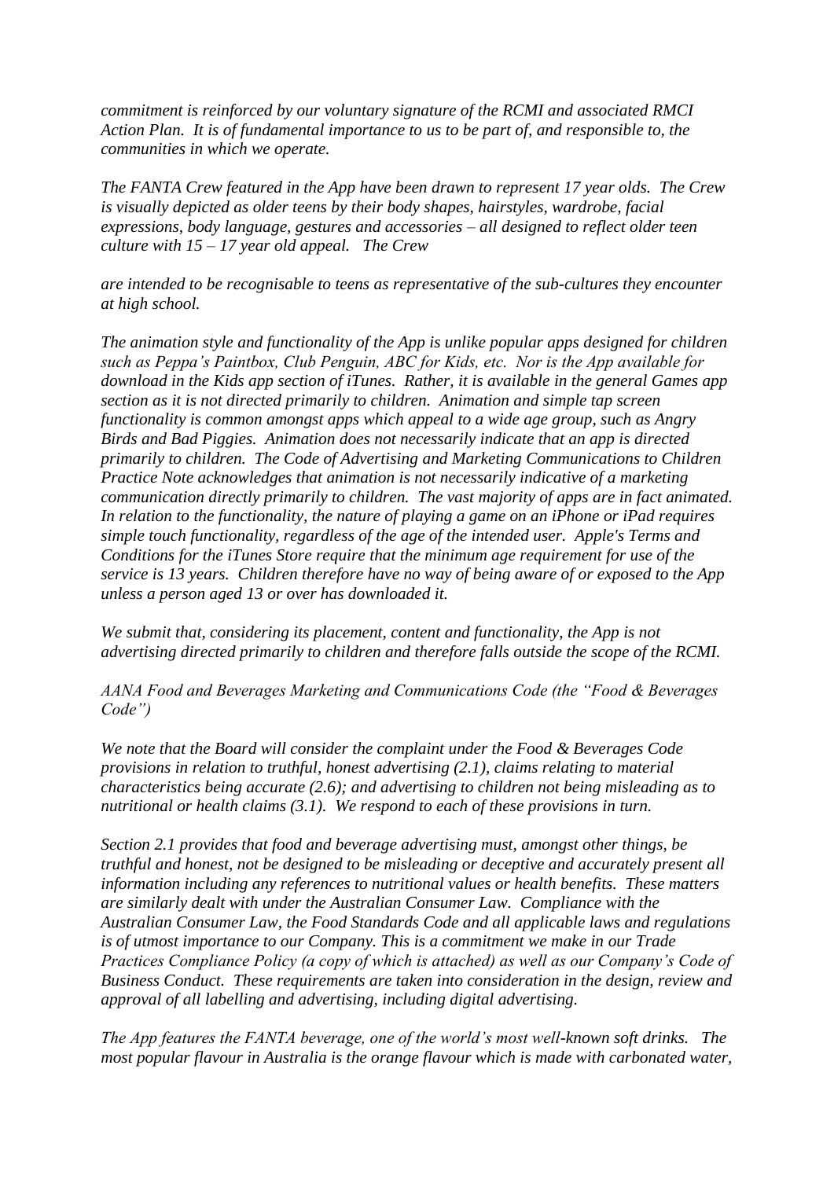*commitment is reinforced by our voluntary signature of the RCMI and associated RMCI Action Plan. It is of fundamental importance to us to be part of, and responsible to, the communities in which we operate.*

*The FANTA Crew featured in the App have been drawn to represent 17 year olds. The Crew is visually depicted as older teens by their body shapes, hairstyles, wardrobe, facial expressions, body language, gestures and accessories – all designed to reflect older teen culture with 15 – 17 year old appeal. The Crew*

*are intended to be recognisable to teens as representative of the sub-cultures they encounter at high school.*

*The animation style and functionality of the App is unlike popular apps designed for children such as Peppa's Paintbox, Club Penguin, ABC for Kids, etc. Nor is the App available for download in the Kids app section of iTunes. Rather, it is available in the general Games app section as it is not directed primarily to children. Animation and simple tap screen functionality is common amongst apps which appeal to a wide age group, such as Angry Birds and Bad Piggies. Animation does not necessarily indicate that an app is directed primarily to children. The Code of Advertising and Marketing Communications to Children Practice Note acknowledges that animation is not necessarily indicative of a marketing communication directly primarily to children. The vast majority of apps are in fact animated. In relation to the functionality, the nature of playing a game on an iPhone or iPad requires simple touch functionality, regardless of the age of the intended user. Apple's Terms and Conditions for the iTunes Store require that the minimum age requirement for use of the service is 13 years. Children therefore have no way of being aware of or exposed to the App unless a person aged 13 or over has downloaded it.*

*We submit that, considering its placement, content and functionality, the App is not advertising directed primarily to children and therefore falls outside the scope of the RCMI.*

*AANA Food and Beverages Marketing and Communications Code (the "Food & Beverages Code")*

*We note that the Board will consider the complaint under the Food & Beverages Code provisions in relation to truthful, honest advertising (2.1), claims relating to material characteristics being accurate (2.6); and advertising to children not being misleading as to nutritional or health claims (3.1). We respond to each of these provisions in turn.*

*Section 2.1 provides that food and beverage advertising must, amongst other things, be truthful and honest, not be designed to be misleading or deceptive and accurately present all information including any references to nutritional values or health benefits. These matters are similarly dealt with under the Australian Consumer Law. Compliance with the Australian Consumer Law, the Food Standards Code and all applicable laws and regulations is of utmost importance to our Company. This is a commitment we make in our Trade Practices Compliance Policy (a copy of which is attached) as well as our Company's Code of Business Conduct. These requirements are taken into consideration in the design, review and approval of all labelling and advertising, including digital advertising.*

*The App features the FANTA beverage, one of the world's most well-known soft drinks. The most popular flavour in Australia is the orange flavour which is made with carbonated water,*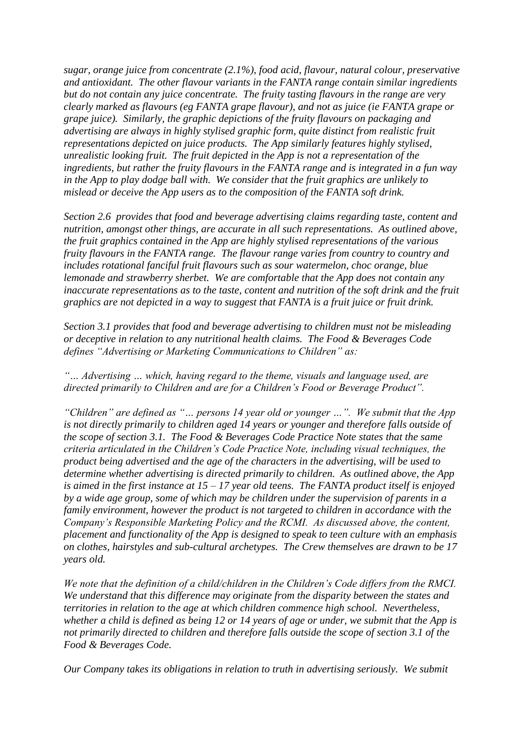*sugar, orange juice from concentrate (2.1%), food acid, flavour, natural colour, preservative and antioxidant. The other flavour variants in the FANTA range contain similar ingredients but do not contain any juice concentrate. The fruity tasting flavours in the range are very clearly marked as flavours (eg FANTA grape flavour), and not as juice (ie FANTA grape or grape juice). Similarly, the graphic depictions of the fruity flavours on packaging and advertising are always in highly stylised graphic form, quite distinct from realistic fruit representations depicted on juice products. The App similarly features highly stylised, unrealistic looking fruit. The fruit depicted in the App is not a representation of the ingredients, but rather the fruity flavours in the FANTA range and is integrated in a fun way in the App to play dodge ball with. We consider that the fruit graphics are unlikely to mislead or deceive the App users as to the composition of the FANTA soft drink.*

*Section 2.6 provides that food and beverage advertising claims regarding taste, content and nutrition, amongst other things, are accurate in all such representations. As outlined above, the fruit graphics contained in the App are highly stylised representations of the various fruity flavours in the FANTA range. The flavour range varies from country to country and includes rotational fanciful fruit flavours such as sour watermelon, choc orange, blue lemonade and strawberry sherbet. We are comfortable that the App does not contain any inaccurate representations as to the taste, content and nutrition of the soft drink and the fruit graphics are not depicted in a way to suggest that FANTA is a fruit juice or fruit drink.*

*Section 3.1 provides that food and beverage advertising to children must not be misleading or deceptive in relation to any nutritional health claims. The Food & Beverages Code defines "Advertising or Marketing Communications to Children" as:*

*"… Advertising … which, having regard to the theme, visuals and language used, are directed primarily to Children and are for a Children's Food or Beverage Product".*

*"Children" are defined as "… persons 14 year old or younger …". We submit that the App is not directly primarily to children aged 14 years or younger and therefore falls outside of the scope of section 3.1. The Food & Beverages Code Practice Note states that the same criteria articulated in the Children's Code Practice Note, including visual techniques, the product being advertised and the age of the characters in the advertising, will be used to determine whether advertising is directed primarily to children. As outlined above, the App is aimed in the first instance at 15 – 17 year old teens. The FANTA product itself is enjoyed by a wide age group, some of which may be children under the supervision of parents in a family environment, however the product is not targeted to children in accordance with the Company's Responsible Marketing Policy and the RCMI. As discussed above, the content, placement and functionality of the App is designed to speak to teen culture with an emphasis on clothes, hairstyles and sub-cultural archetypes. The Crew themselves are drawn to be 17 years old.*

*We note that the definition of a child/children in the Children's Code differs from the RMCI. We understand that this difference may originate from the disparity between the states and territories in relation to the age at which children commence high school. Nevertheless, whether a child is defined as being 12 or 14 years of age or under, we submit that the App is not primarily directed to children and therefore falls outside the scope of section 3.1 of the Food & Beverages Code.*

*Our Company takes its obligations in relation to truth in advertising seriously. We submit*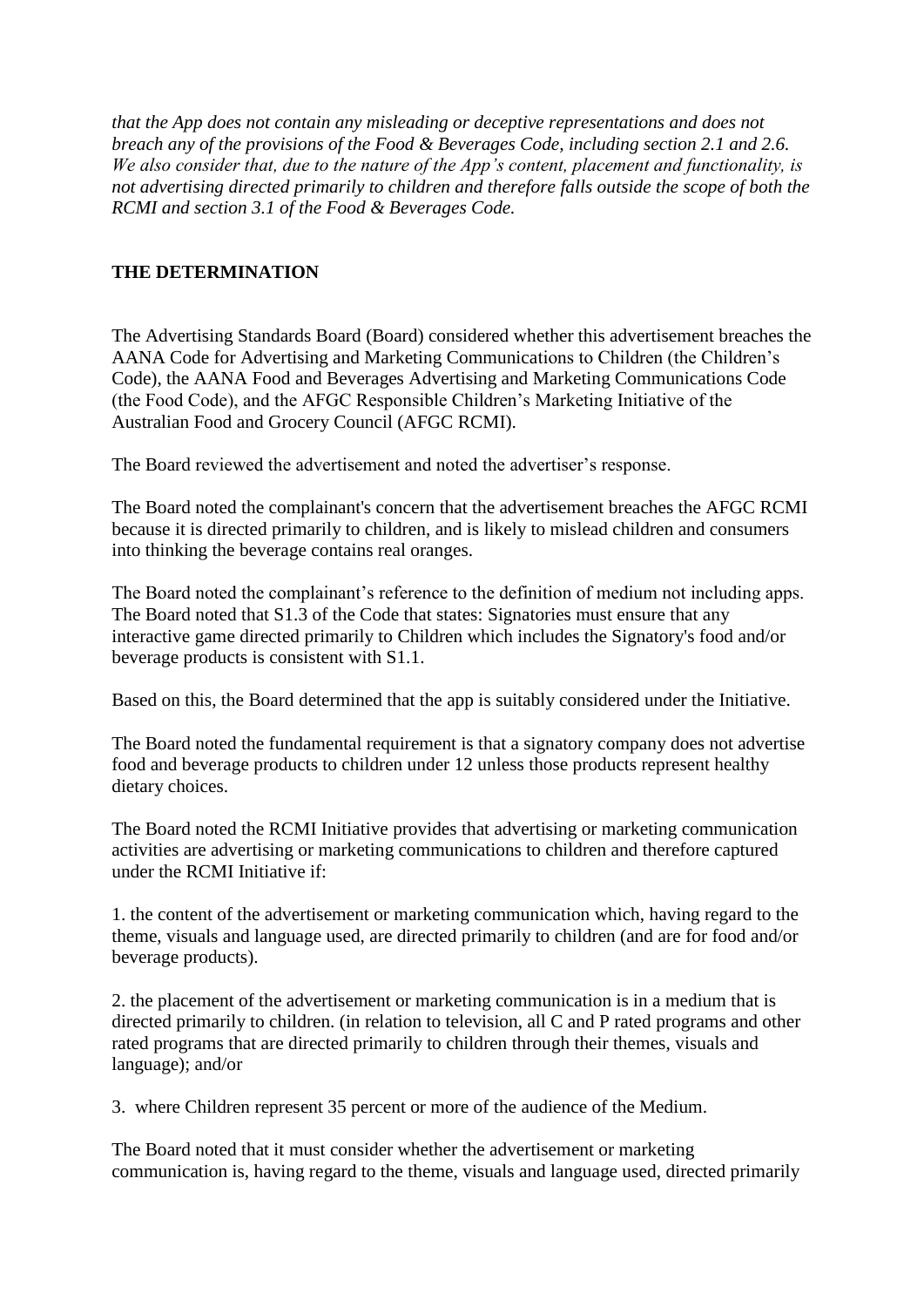*that the App does not contain any misleading or deceptive representations and does not breach any of the provisions of the Food & Beverages Code, including section 2.1 and 2.6. We also consider that, due to the nature of the App's content, placement and functionality, is not advertising directed primarily to children and therefore falls outside the scope of both the RCMI and section 3.1 of the Food & Beverages Code.*

**THE DETERMINATION**

The Advertising Standards Board (Board) considered whether this advertisement breaches the AANA Code for Advertising and Marketing Communications to Children (the Children's Code), the AANA Food and Beverages Advertising and Marketing Communications Code (the Food Code), and the AFGC Responsible Children's Marketing Initiative of the Australian Food and Grocery Council (AFGC RCMI).

The Board reviewed the advertisement and noted the advertiser's response.

The Board noted the complainant's concern that the advertisement breaches the AFGC RCMI because it is directed primarily to children, and is likely to mislead children and consumers into thinking the beverage contains real oranges.

The Board noted the complainant's reference to the definition of medium not including apps. The Board noted that S1.3 of the Code that states: Signatories must ensure that any interactive game directed primarily to Children which includes the Signatory's food and/or beverage products is consistent with S1.1.

Based on this, the Board determined that the app is suitably considered under the Initiative.

The Board noted the fundamental requirement is that a signatory company does not advertise food and beverage products to children under 12 unless those products represent healthy dietary choices.

The Board noted the RCMI Initiative provides that advertising or marketing communication activities are advertising or marketing communications to children and therefore captured under the RCMI Initiative if:

1. the content of the advertisement or marketing communication which, having regard to the theme, visuals and language used, are directed primarily to children (and are for food and/or beverage products).

2. the placement of the advertisement or marketing communication is in a medium that is directed primarily to children. (in relation to television, all C and P rated programs and other rated programs that are directed primarily to children through their themes, visuals and language); and/or

3. where Children represent 35 percent or more of the audience of the Medium.

The Board noted that it must consider whether the advertisement or marketing communication is, having regard to the theme, visuals and language used, directed primarily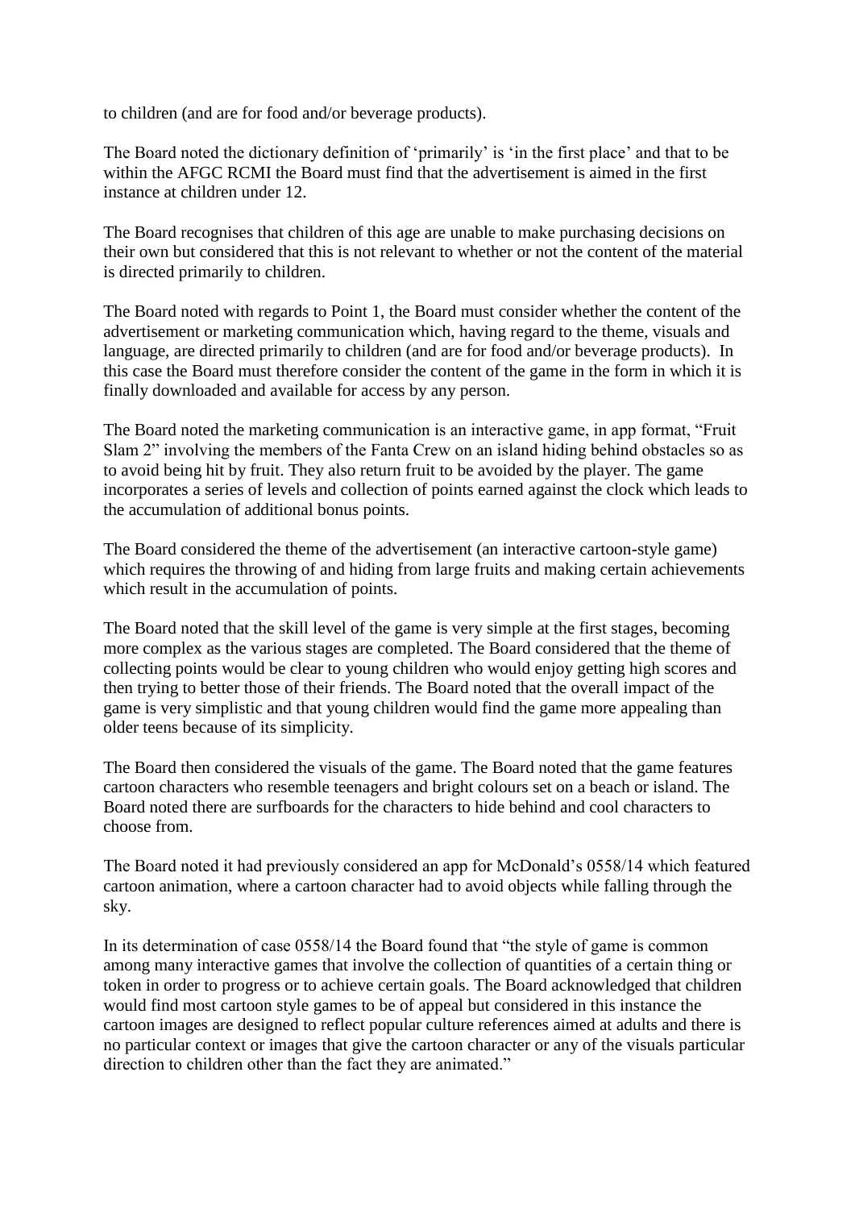to children (and are for food and/or beverage products).

The Board noted the dictionary definition of 'primarily' is 'in the first place' and that to be within the AFGC RCMI the Board must find that the advertisement is aimed in the first instance at children under 12.

The Board recognises that children of this age are unable to make purchasing decisions on their own but considered that this is not relevant to whether or not the content of the material is directed primarily to children.

The Board noted with regards to Point 1, the Board must consider whether the content of the advertisement or marketing communication which, having regard to the theme, visuals and language, are directed primarily to children (and are for food and/or beverage products). In this case the Board must therefore consider the content of the game in the form in which it is finally downloaded and available for access by any person.

The Board noted the marketing communication is an interactive game, in app format, "Fruit Slam 2" involving the members of the Fanta Crew on an island hiding behind obstacles so as to avoid being hit by fruit. They also return fruit to be avoided by the player. The game incorporates a series of levels and collection of points earned against the clock which leads to the accumulation of additional bonus points.

The Board considered the theme of the advertisement (an interactive cartoon-style game) which requires the throwing of and hiding from large fruits and making certain achievements which result in the accumulation of points.

The Board noted that the skill level of the game is very simple at the first stages, becoming more complex as the various stages are completed. The Board considered that the theme of collecting points would be clear to young children who would enjoy getting high scores and then trying to better those of their friends. The Board noted that the overall impact of the game is very simplistic and that young children would find the game more appealing than older teens because of its simplicity.

The Board then considered the visuals of the game. The Board noted that the game features cartoon characters who resemble teenagers and bright colours set on a beach or island. The Board noted there are surfboards for the characters to hide behind and cool characters to choose from.

The Board noted it had previously considered an app for McDonald's 0558/14 which featured cartoon animation, where a cartoon character had to avoid objects while falling through the sky.

In its determination of case 0558/14 the Board found that "the style of game is common among many interactive games that involve the collection of quantities of a certain thing or token in order to progress or to achieve certain goals. The Board acknowledged that children would find most cartoon style games to be of appeal but considered in this instance the cartoon images are designed to reflect popular culture references aimed at adults and there is no particular context or images that give the cartoon character or any of the visuals particular direction to children other than the fact they are animated."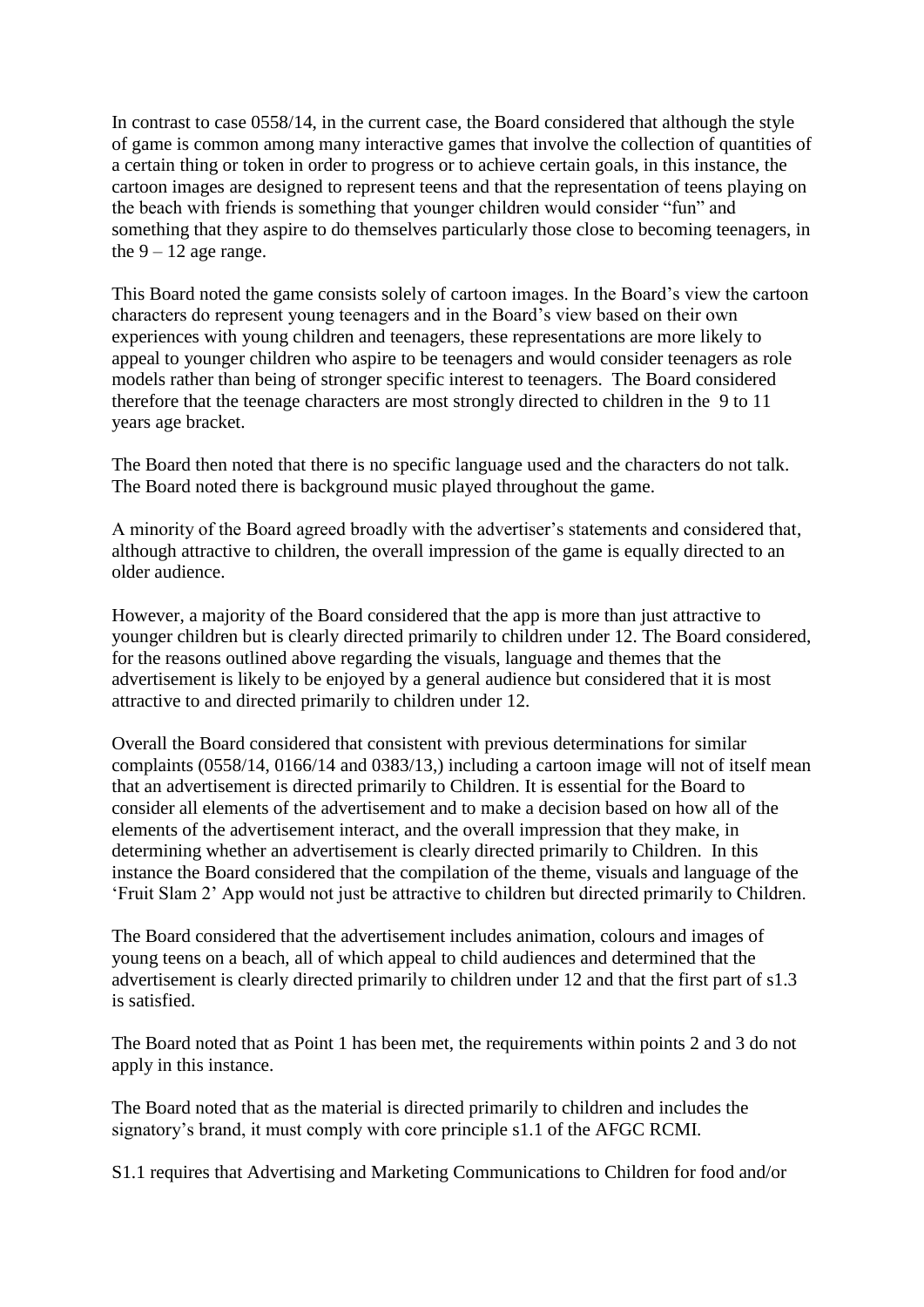In contrast to case 0558/14, in the current case, the Board considered that although the style of game is common among many interactive games that involve the collection of quantities of a certain thing or token in order to progress or to achieve certain goals, in this instance, the cartoon images are designed to represent teens and that the representation of teens playing on the beach with friends is something that younger children would consider "fun" and something that they aspire to do themselves particularly those close to becoming teenagers, in the 9 – 12 age range.

This Board noted the game consists solely of cartoon images. In the Board's view the cartoon characters do represent young teenagers and in the Board's view based on their own experiences with young children and teenagers, these representations are more likely to appeal to younger children who aspire to be teenagers and would consider teenagers as role models rather than being of stronger specific interest to teenagers. The Board considered therefore that the teenage characters are most strongly directed to children in the 9 to 11 years age bracket.

The Board then noted that there is no specific language used and the characters do not talk. The Board noted there is background music played throughout the game.

A minority of the Board agreed broadly with the advertiser's statements and considered that, although attractive to children, the overall impression of the game is equally directed to an older audience.

However, a majority of the Board considered that the app is more than just attractive to younger children but is clearly directed primarily to children under 12. The Board considered, for the reasons outlined above regarding the visuals, language and themes that the advertisement is likely to be enjoyed by a general audience but considered that it is most attractive to and directed primarily to children under 12.

Overall the Board considered that consistent with previous determinations for similar complaints (0558/14, 0166/14 and 0383/13,) including a cartoon image will not of itself mean that an advertisement is directed primarily to Children. It is essential for the Board to consider all elements of the advertisement and to make a decision based on how all of the elements of the advertisement interact, and the overall impression that they make, in determining whether an advertisement is clearly directed primarily to Children. In this instance the Board considered that the compilation of the theme, visuals and language of the 'Fruit Slam 2' App would not just be attractive to children but directed primarily to Children.

The Board considered that the advertisement includes animation, colours and images of young teens on a beach, all of which appeal to child audiences and determined that the advertisement is clearly directed primarily to children under 12 and that the first part of s1.3 is satisfied.

The Board noted that as Point 1 has been met, the requirements within points 2 and 3 do not apply in this instance.

The Board noted that as the material is directed primarily to children and includes the signatory's brand, it must comply with core principle s1.1 of the AFGC RCMI.

S1.1 requires that Advertising and Marketing Communications to Children for food and/or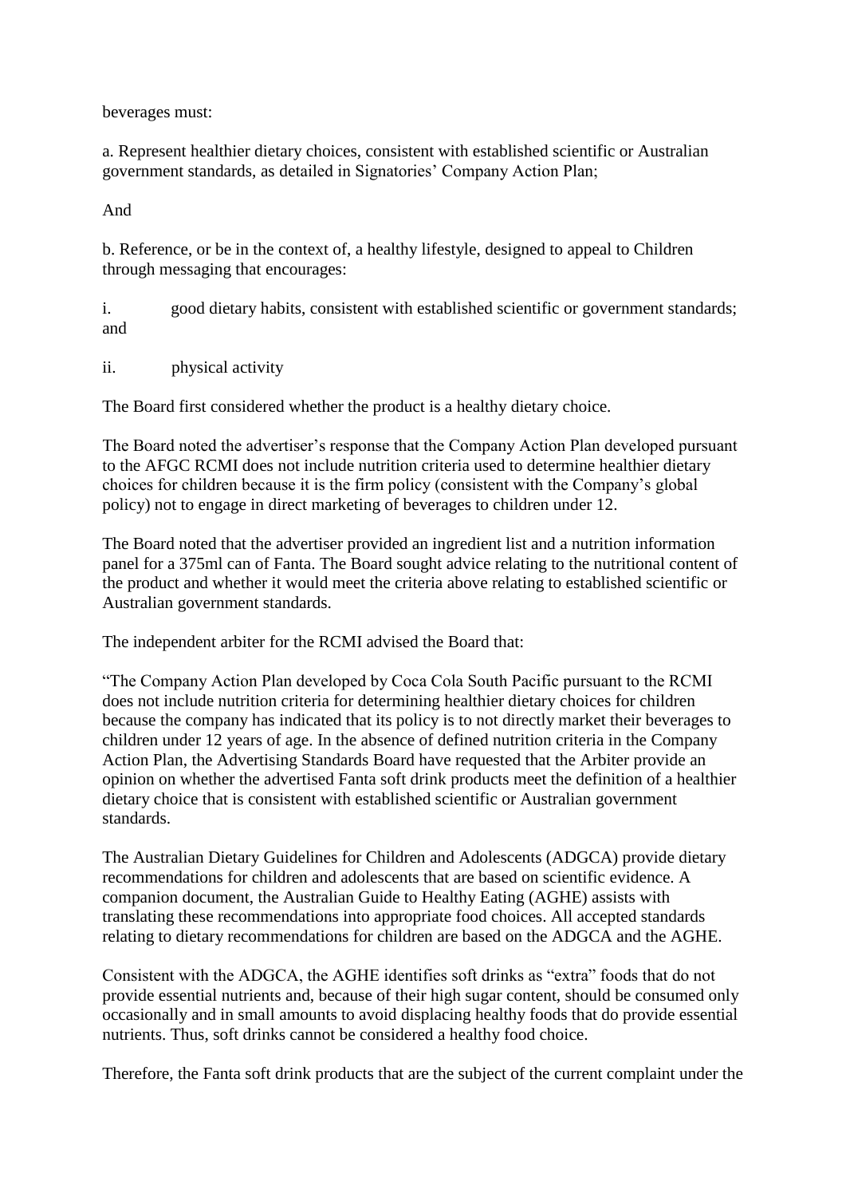beverages must:

a. Represent healthier dietary choices, consistent with established scientific or Australian government standards, as detailed in Signatories' Company Action Plan;

And

b. Reference, or be in the context of, a healthy lifestyle, designed to appeal to Children through messaging that encourages:

i. good dietary habits, consistent with established scientific or government standards; and

ii. physical activity

The Board first considered whether the product is a healthy dietary choice.

The Board noted the advertiser's response that the Company Action Plan developed pursuant to the AFGC RCMI does not include nutrition criteria used to determine healthier dietary choices for children because it is the firm policy (consistent with the Company's global policy) not to engage in direct marketing of beverages to children under 12.

The Board noted that the advertiser provided an ingredient list and a nutrition information panel for a 375ml can of Fanta. The Board sought advice relating to the nutritional content of the product and whether it would meet the criteria above relating to established scientific or Australian government standards.

The independent arbiter for the RCMI advised the Board that:

"The Company Action Plan developed by Coca Cola South Pacific pursuant to the RCMI does not include nutrition criteria for determining healthier dietary choices for children because the company has indicated that its policy is to not directly market their beverages to children under 12 years of age. In the absence of defined nutrition criteria in the Company Action Plan, the Advertising Standards Board have requested that the Arbiter provide an opinion on whether the advertised Fanta soft drink products meet the definition of a healthier dietary choice that is consistent with established scientific or Australian government standards.

The Australian Dietary Guidelines for Children and Adolescents (ADGCA) provide dietary recommendations for children and adolescents that are based on scientific evidence. A companion document, the Australian Guide to Healthy Eating (AGHE) assists with translating these recommendations into appropriate food choices. All accepted standards relating to dietary recommendations for children are based on the ADGCA and the AGHE.

Consistent with the ADGCA, the AGHE identifies soft drinks as "extra" foods that do not provide essential nutrients and, because of their high sugar content, should be consumed only occasionally and in small amounts to avoid displacing healthy foods that do provide essential nutrients. Thus, soft drinks cannot be considered a healthy food choice.

Therefore, the Fanta soft drink products that are the subject of the current complaint under the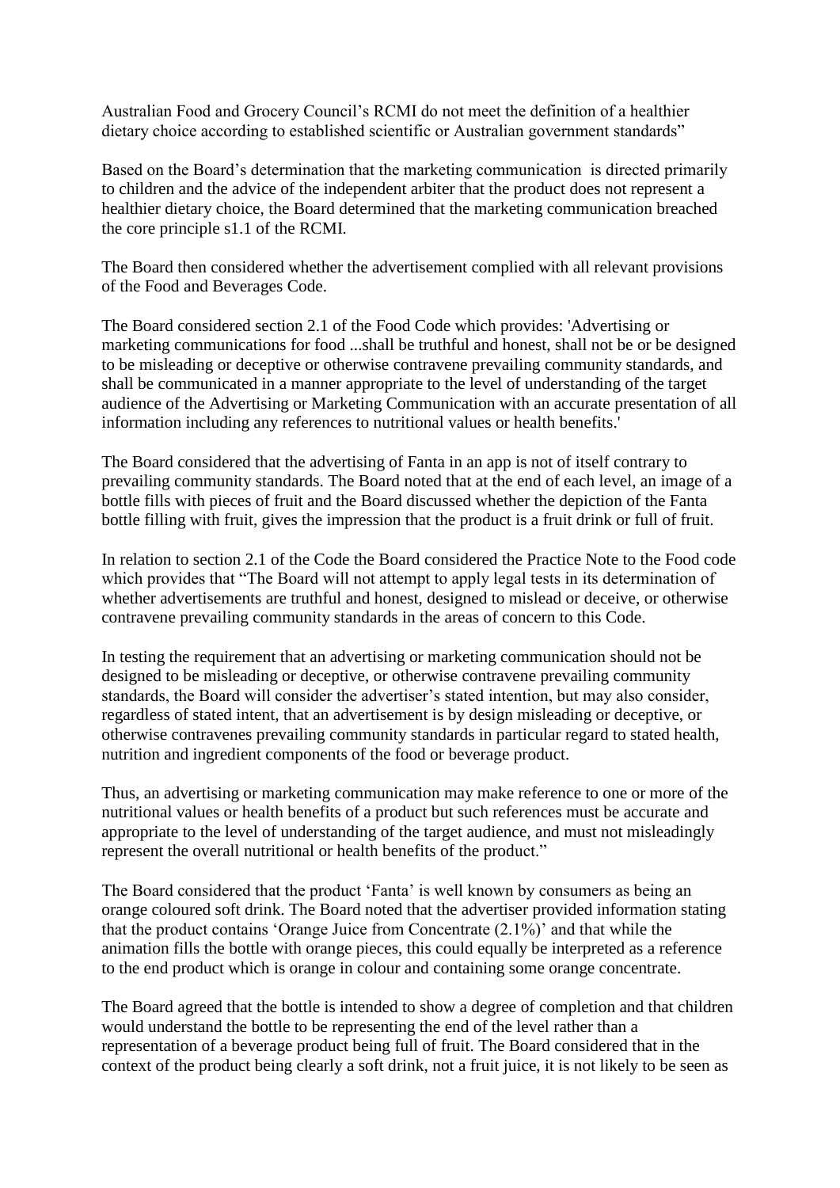Australian Food and Grocery Council's RCMI do not meet the definition of a healthier dietary choice according to established scientific or Australian government standards"

Based on the Board's determination that the marketing communication is directed primarily to children and the advice of the independent arbiter that the product does not represent a healthier dietary choice, the Board determined that the marketing communication breached the core principle s1.1 of the RCMI.

The Board then considered whether the advertisement complied with all relevant provisions of the Food and Beverages Code.

The Board considered section 2.1 of the Food Code which provides: 'Advertising or marketing communications for food ...shall be truthful and honest, shall not be or be designed to be misleading or deceptive or otherwise contravene prevailing community standards, and shall be communicated in a manner appropriate to the level of understanding of the target audience of the Advertising or Marketing Communication with an accurate presentation of all information including any references to nutritional values or health benefits.'

The Board considered that the advertising of Fanta in an app is not of itself contrary to prevailing community standards. The Board noted that at the end of each level, an image of a bottle fills with pieces of fruit and the Board discussed whether the depiction of the Fanta bottle filling with fruit, gives the impression that the product is a fruit drink or full of fruit.

In relation to section 2.1 of the Code the Board considered the Practice Note to the Food code which provides that "The Board will not attempt to apply legal tests in its determination of whether advertisements are truthful and honest, designed to mislead or deceive, or otherwise contravene prevailing community standards in the areas of concern to this Code.

In testing the requirement that an advertising or marketing communication should not be designed to be misleading or deceptive, or otherwise contravene prevailing community standards, the Board will consider the advertiser's stated intention, but may also consider, regardless of stated intent, that an advertisement is by design misleading or deceptive, or otherwise contravenes prevailing community standards in particular regard to stated health, nutrition and ingredient components of the food or beverage product.

Thus, an advertising or marketing communication may make reference to one or more of the nutritional values or health benefits of a product but such references must be accurate and appropriate to the level of understanding of the target audience, and must not misleadingly represent the overall nutritional or health benefits of the product."

The Board considered that the product 'Fanta' is well known by consumers as being an orange coloured soft drink. The Board noted that the advertiser provided information stating that the product contains 'Orange Juice from Concentrate (2.1%)' and that while the animation fills the bottle with orange pieces, this could equally be interpreted as a reference to the end product which is orange in colour and containing some orange concentrate.

The Board agreed that the bottle is intended to show a degree of completion and that children would understand the bottle to be representing the end of the level rather than a representation of a beverage product being full of fruit. The Board considered that in the context of the product being clearly a soft drink, not a fruit juice, it is not likely to be seen as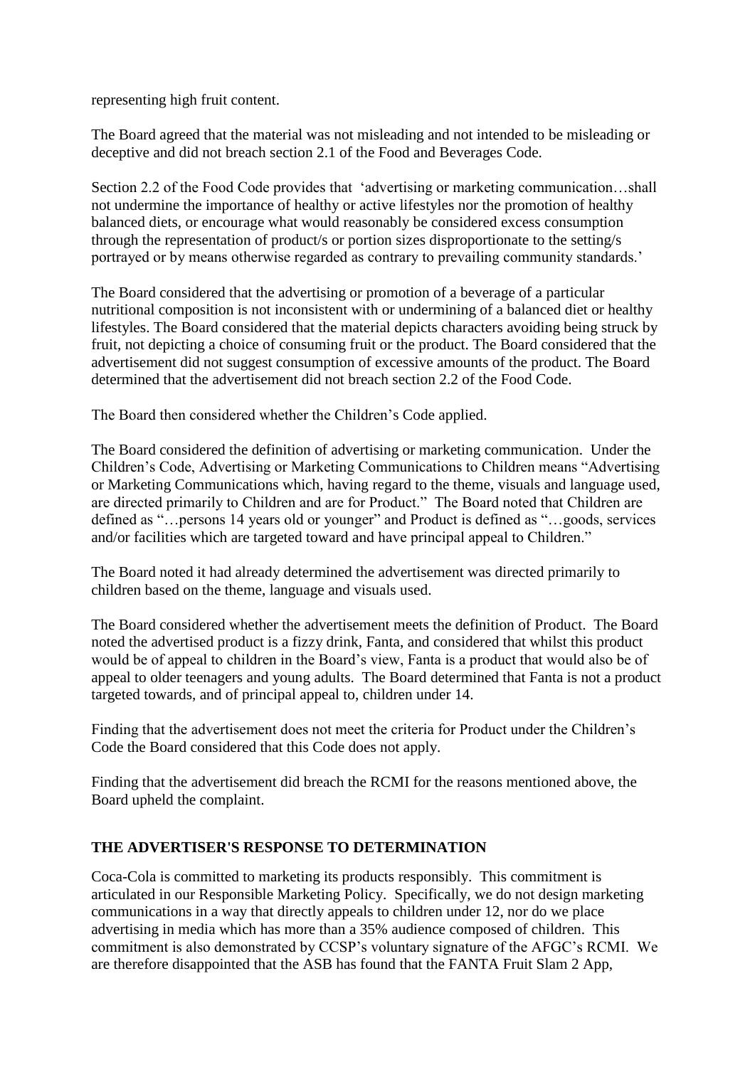representing high fruit content.

The Board agreed that the material was not misleading and not intended to be misleading or deceptive and did not breach section 2.1 of the Food and Beverages Code.

Section 2.2 of the Food Code provides that 'advertising or marketing communication…shall not undermine the importance of healthy or active lifestyles nor the promotion of healthy balanced diets, or encourage what would reasonably be considered excess consumption through the representation of product/s or portion sizes disproportionate to the setting/s portrayed or by means otherwise regarded as contrary to prevailing community standards.'

The Board considered that the advertising or promotion of a beverage of a particular nutritional composition is not inconsistent with or undermining of a balanced diet or healthy lifestyles. The Board considered that the material depicts characters avoiding being struck by fruit, not depicting a choice of consuming fruit or the product. The Board considered that the advertisement did not suggest consumption of excessive amounts of the product. The Board determined that the advertisement did not breach section 2.2 of the Food Code.

The Board then considered whether the Children's Code applied.

The Board considered the definition of advertising or marketing communication. Under the Children's Code, Advertising or Marketing Communications to Children means "Advertising or Marketing Communications which, having regard to the theme, visuals and language used, are directed primarily to Children and are for Product." The Board noted that Children are defined as "…persons 14 years old or younger" and Product is defined as "…goods, services and/or facilities which are targeted toward and have principal appeal to Children."

The Board noted it had already determined the advertisement was directed primarily to children based on the theme, language and visuals used.

The Board considered whether the advertisement meets the definition of Product. The Board noted the advertised product is a fizzy drink, Fanta, and considered that whilst this product would be of appeal to children in the Board's view, Fanta is a product that would also be of appeal to older teenagers and young adults. The Board determined that Fanta is not a product targeted towards, and of principal appeal to, children under 14.

Finding that the advertisement does not meet the criteria for Product under the Children's Code the Board considered that this Code does not apply.

Finding that the advertisement did breach the RCMI for the reasons mentioned above, the Board upheld the complaint.

## THE ADVERTISER'S RESPONSE TO DETERMINATION

Coca-Cola is committed to marketing its products responsibly. This commitment is articulated in our Responsible Marketing Policy. Specifically, we do not design marketing communications in a way that directly appeals to children under 12, nor do we place advertising in media which has more than a 35% audience composed of children. This commitment is also demonstrated by CCSP's voluntary signature of the AFGC's RCMI. We are therefore disappointed that the ASB has found that the FANTA Fruit Slam 2 App,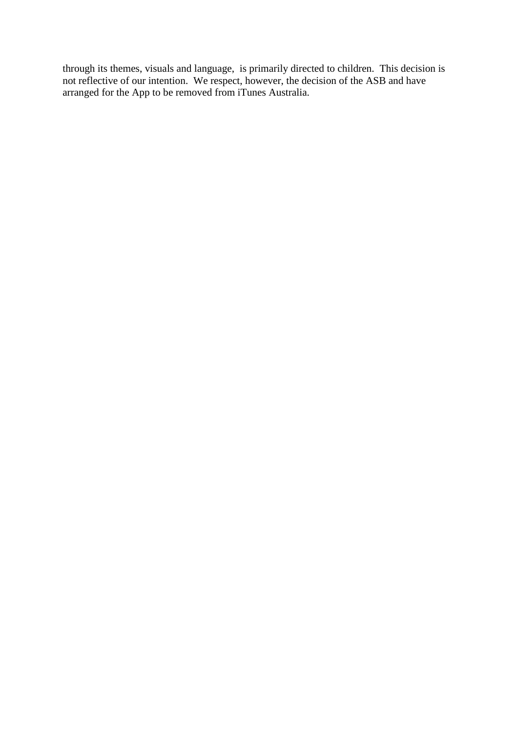through its themes, visuals and language, is primarily directed to children. This decision is not reflective of our intention. We respect, however, the decision of the ASB and have arranged for the App to be removed from iTunes Australia.